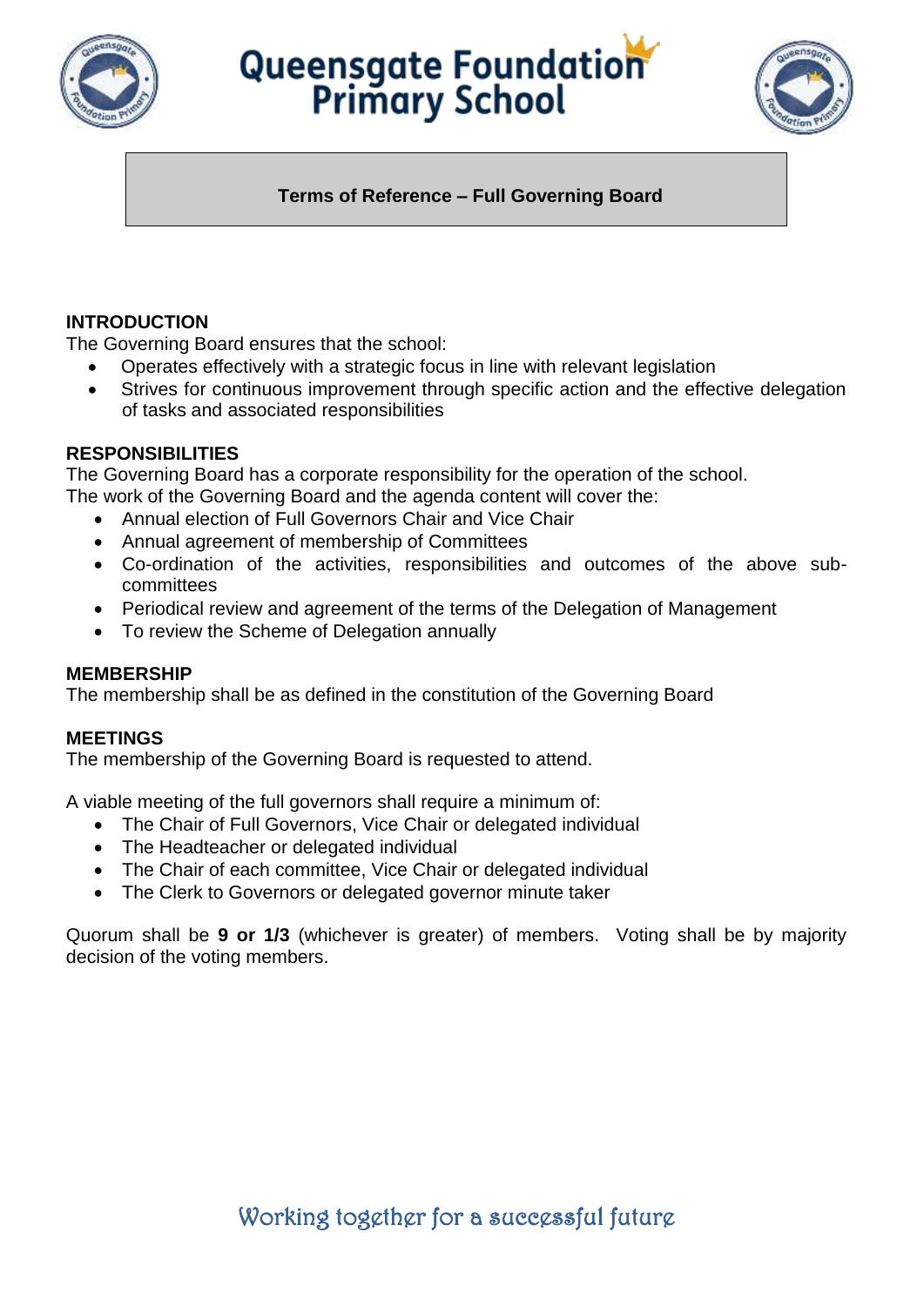# Queensgate Foundation Primary School

## Terms of Reference – Full Governing Board

### INTRODUCTION

The Governing Board ensures that the school:

- Operates effectively with a strategic focus in line with relevant legislation
- Strives for continuous improvement through specific action and the effective delegation of tasks and associated responsibilities

### RESPONSIBILITIES

The Governing Board has a corporate responsibility for the operation of the school.
The work of the Governing Board and the agenda content will cover the:

- Annual election of Full Governors Chair and Vice Chair
- Annual agreement of membership of Committees
- Co-ordination of the activities, responsibilities and outcomes of the above sub-committees
- Periodical review and agreement of the terms of the Delegation of Management
- To review the Scheme of Delegation annually

### MEMBERSHIP

The membership shall be as defined in the constitution of the Governing Board

### MEETINGS

The membership of the Governing Board is requested to attend.

A viable meeting of the full governors shall require a minimum of:

- The Chair of Full Governors, Vice Chair or delegated individual
- The Headteacher or delegated individual
- The Chair of each committee, Vice Chair or delegated individual
- The Clerk to Governors or delegated governor minute taker

Quorum shall be **9 or 1/3** (whichever is greater) of members. Voting shall be by majority decision of the voting members.

*Working together for a successful future*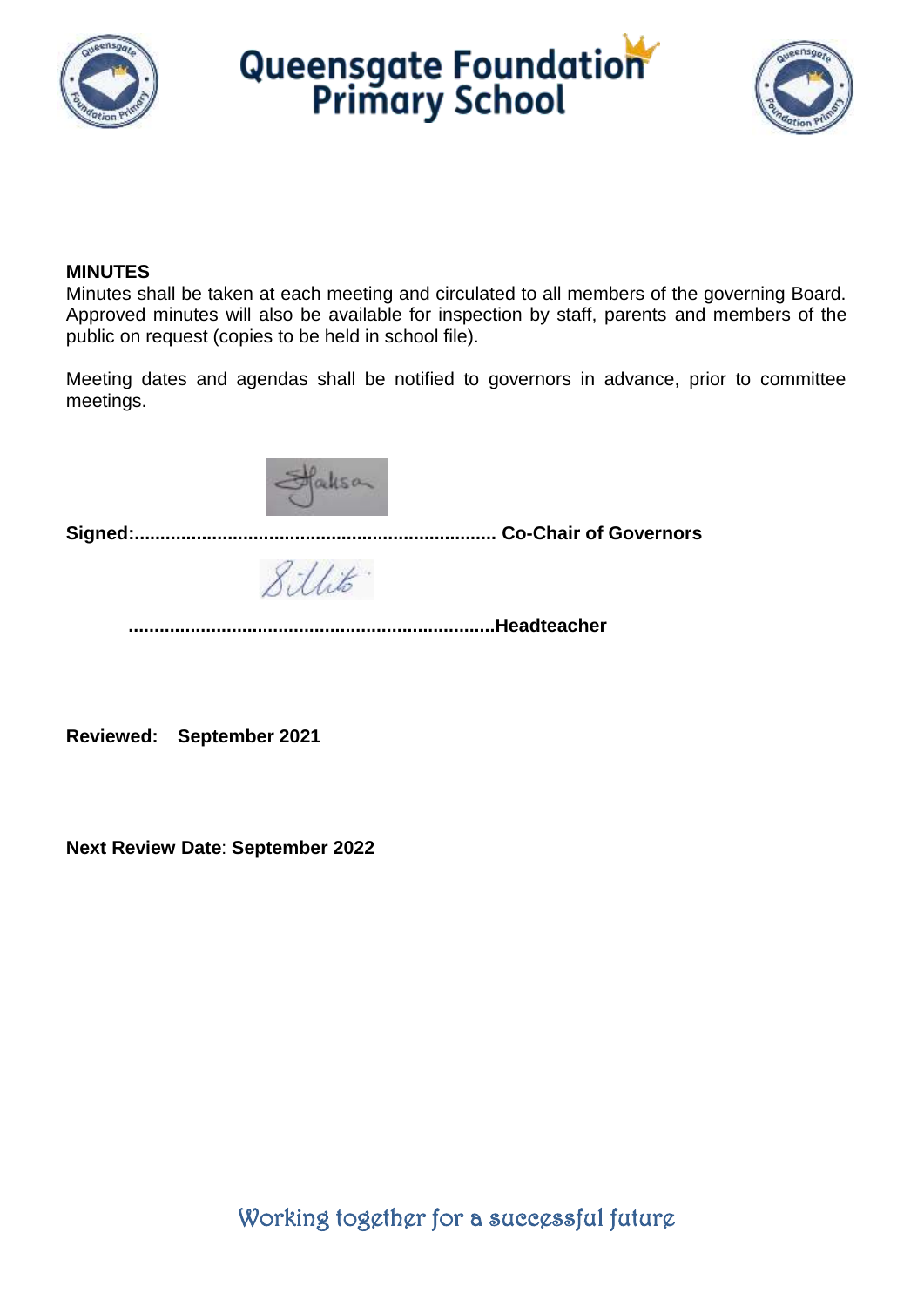**MINUTES**

Minutes shall be taken at each meeting and circulated to all members of the governing Board. Approved minutes will also be available for inspection by staff, parents and members of the public on request (copies to be held in school file).

Meeting dates and agendas shall be notified to governors in advance, prior to committee meetings.

**Signed:...................................................................... Co-Chair of Governors**

**......................................................................Headteacher**

**Reviewed: September 2021**

**Next Review Date: September 2022**